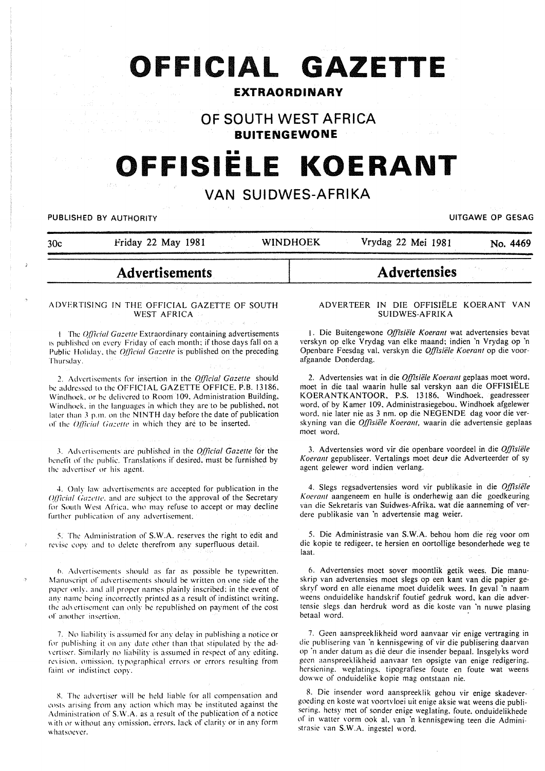# OFFICIAL GAZETTE

**EXTRAORDINARY**

## OF SOUTH WEST AFRICA

**BUITENGEWONE**

# OFFISIËLE KOERANT

## VAN SUIDWES-AFRIKA

PUBLISHED BY AUTHORITY — UITGAWE OP GESAG

30c — Friday 22 May 1981 — WINDHOEK — Vrydag 22 Mei 1981 — No. 4469

## Advertisements

### ADVERTISING IN THE OFFICIAL GAZETTE OF SOUTH WEST AFRICA

1. The *Official Gazette* Extraordinary containing advertisements is published on every Friday of each month; if those days fall on a Public Holiday, the *Official Gazette* is published on the preceding Thursday.

2. Advertisements for insertion in the *Official Gazette* should be addressed to the OFFICIAL GAZETTE OFFICE, P.B. 13186, Windhoek, or be delivered to Room 109, Administration Building, Windhoek, in the languages in which they are to be published, not later than 3 p.m. on the NINTH day before the date of publication of the *Official Gazette* in which they are to be inserted.

3. Advertisements are published in the *Official Gazette* for the benefit of the public. Translations if desired, must be furnished by the advertiser or his agent.

4. Only law advertisements are accepted for publication in the *Official Gazette*, and are subject to the approval of the Secretary for South West Africa, who may refuse to accept or may decline further publication of any advertisement.

5. The Administration of S.W.A. reserves the right to edit and revise copy and to delete therefrom any superfluous detail.

6. Advertisements should as far as possible be typewritten. Manuscript of advertisements should be written on one side of the paper only, and all proper names plainly inscribed; in the event of any name being incorrectly printed as a result of indistinct writing, the advertisement can only be republished on payment of the cost of another insertion.

7. No liability is assumed for any delay in publishing a notice or for publishing it on any date other than that stipulated by the advertiser. Similarly no liability is assumed in respect of any editing, revision, omission, typographical errors or errors resulting from faint or indistinct copy.

8. The advertiser will be held liable for all compensation and costs arising from any action which may be instituted against the Administration of S.W.A. as a result of the publication of a notice with or without any omission, errors, lack of clarity or in any form whatsoever.

## Advertensies

### ADVERTEER IN DIE OFFISIËLE KOERANT VAN SUIDWES-AFRIKA

1. Die Buitengewone *Offisiële Koerant* wat advertensies bevat verskyn op elke Vrydag van elke maand; indien 'n Vrydag op 'n Openbare Feesdag val, verskyn die *Offisiële Koerant* op die voorafgaande Donderdag.

2. Advertensies wat in die *Offisiële Koerant* geplaas moet word, moet in die taal waarin hulle sal verskyn aan die OFFISIËLE KOERANTKANTOOR, P.S. 13186, Windhoek, geadresseer word, of by Kamer 109, Administrasiegebou, Windhoek afgelewer word, nie later nie as 3 nm. op die NEGENDE dag voor die verskyning van die *Offisiële Koerant*, waarin die advertensie geplaas moet word.

3. Advertensies word vir die openbare voordeel in die *Offisiële Koerant* gepubliseer. Vertalings moet deur die Adverteerder of sy agent gelewer word indien verlang.

4. Slegs regsadvertensies word vir publikasie in die *Offisiële Koerant* aangeneem en hulle is onderhewig aan die goedkeuring van die Sekretaris van Suidwes-Afrika, wat die aanneming of verdere publikasie van 'n advertensie mag weier.

5. Die Administrasie van S.W.A. behou hom die reg voor om die kopie te redigeer, te hersien en oortollige besonderhede weg te laat.

6. Advertensies moet sover moontlik getik wees. Die manuskrip van advertensies moet slegs op een kant van die papier geskryf word en alle eiename moet duidelik wees. In geval 'n naam weens onduidelike handskrif foutief gedruk word, kan die advertensie slegs dan herdruk word as die koste van 'n nuwe plasing betaal word.

7. Geen aanspreeklikheid word aanvaar vir enige vertraging in die publisering van 'n kennisgewing of vir die publisering daarvan op 'n ander datum as die deur die insender bepaal. Insgelyks word geen aanspreeklikheid aanvaar ten opsigte van enige redigering, hersiening, weglatings, tipografiese foute en foute wat weens dowwe of onduidelike kopie mag ontstaan nie.

8. Die insender word aanspreeklik gehou vir enige skadevergoeding en koste wat voortvloei uit enige aksie wat weens die publisering, hetsy met of sonder enige weglating, foute, onduidelikhede of in watter vorm ook al, van 'n kennisgewing teen die Administrasie van S.W.A. ingestel word.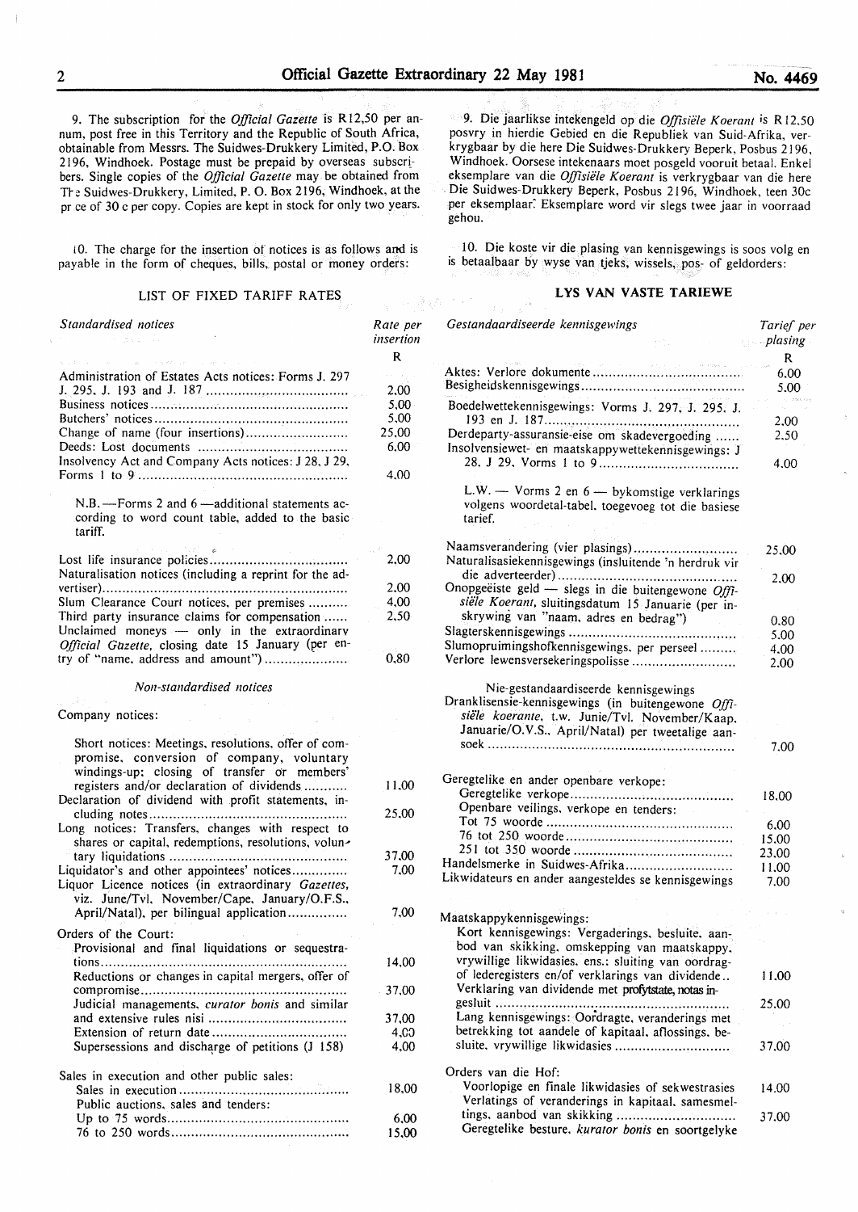9. The subscription for the *Official Gazette* is R12,50 per annum, post free in this Territory and the Republic of South Africa, obtainable from Messrs. The Suidwes-Drukkery Limited, P.O. Box 2196, Windhoek. Postage must be prepaid by overseas subscribers. Single copies of the *Official Gazette* may be obtained from The Suidwes-Drukkery, Limited, P. O. Box 2196, Windhoek, at the price of 30 c per copy. Copies are kept in stock for only two years.

10. The charge for the insertion of notices is as follows and is payable in the form of cheques, bills, postal or money orders:

## LIST OF FIXED TARIFF RATES

| *Standardised notices* | Rate per insertion |
|---|---|
| | R |
| Administration of Estates Acts notices: Forms J. 297 J. 295, J. 193 and J. 187 | 2,00 |
| Business notices | 5,00 |
| Butchers' notices | 5,00 |
| Change of name (four insertions) | 25,00 |
| Deeds: Lost documents | 6,00 |
| Insolvency Act and Company Acts notices: J 28, J 29, Forms 1 to 9 | 4,00 |
| N.B. — Forms 2 and 6 — additional statements according to word count table, added to the basic tariff. | |
| Lost life insurance policies | 2,00 |
| Naturalisation notices (including a reprint for the advertiser) | 2,00 |
| Slum Clearance Court notices, per premises | 4,00 |
| Third party insurance claims for compensation | 2,50 |
| Unclaimed moneys — only in the extraordinary *Official Gazette*, closing date 15 January (per entry of "name, address and amount") | 0,80 |

*Non-standardised notices*

| Company notices: | |
|---|---|
| Short notices: Meetings, resolutions, offer of compromise, conversion of company, voluntary windings-up; closing of transfer or members' registers and/or declaration of dividends | 11,00 |
| Declaration of dividend with profit statements, including notes | 25,00 |
| Long notices: Transfers, changes with respect to shares or capital, redemptions, resolutions, voluntary liquidations | 37,00 |
| Liquidator's and other appointees' notices | 7,00 |
| Liquor Licence notices (in extraordinary *Gazettes*, viz. June/Tvl, November/Cape, January/O.F.S., April/Natal), per bilingual application | 7,00 |
| Orders of the Court: | |
| Provisional and final liquidations or sequestrations | 14,00 |
| Reductions or changes in capital mergers, offer of compromise | 37,00 |
| Judicial managements, *curator bonis* and similar and extensive rules nisi | 37,00 |
| Extension of return date | 4,00 |
| Supersessions and discharge of petitions (J 158) | 4,00 |
| Sales in execution and other public sales: | |
| Sales in execution | 18,00 |
| Public auctions, sales and tenders: | |
| Up to 75 words | 6,00 |
| 76 to 250 words | 15,00 |

9. Die jaarlikse intekengeld op die *Offisiële Koerant* is R12,50 posvry in hierdie Gebied en die Republiek van Suid-Afrika, verkrygbaar by die here Die Suidwes-Drukkery Beperk, Posbus 2196, Windhoek. Oorsese intekenaars moet posgeld vooruit betaal. Enkel eksemplare van die *Offisiële Koerant* is verkrygbaar van die here Die Suidwes-Drukkery Beperk, Posbus 2196, Windhoek, teen 30c per eksemplaar. Eksemplare word vir slegs twee jaar in voorraad gehou.

10. Die koste vir die plasing van kennisgewings is soos volg en is betaalbaar by wyse van tjeks, wissels, pos- of geldorders:

## LYS VAN VASTE TARIEWE

| *Gestandaardiseerde kennisgewings* | *Tarief per plasing* |
|---|---|
| | R |
| Aktes: Verlore dokumente | 6,00 |
| Besigheidskennisgewings | 5,00 |
| Boedelwettekennisgewings: Vorms J. 297, J. 295, J. 193 en J. 187 | 2,00 |
| Derdeparty-assuransie-eise om skadevergoeding | 2,50 |
| Insolvensiewet- en maatskappywettekennisgewings: J 28, J 29, Vorms 1 to 9 | 4,00 |
| L.W. — Vorms 2 en 6 — bykomstige verklarings volgens woordetal-tabel, toegevoeg tot die basiese tarief. | |
| Naamsverandering (vier plasings) | 25,00 |
| Naturalisasiekennisgewings (insluitende 'n herdruk vir die adverteerder) | 2,00 |
| Onopgeëiste geld — slegs in die buitengewone *Offisiële Koerant*, sluitingsdatum 15 Januarie (per inskrywing van "naam, adres en bedrag") | 0,80 |
| Slagterskennisgewings | 5,00 |
| Slumopruimingshofkennisgewings, per perseel | 4,00 |
| Verlore lewensversekeringspolisse | 2,00 |

| Nie-gestandaardiseerde kennisgewings | |
|---|---|
| Dranklisensie-kennisgewings (in buitengewone *Offisiële koerante*, t.w. Junie/Tvl. November/Kaap, Januarie/O.V.S., April/Natal) per tweetalige aansoek | 7,00 |
| Geregtelike en ander openbare verkope: | |
| Geregtelike verkope | 18,00 |
| Openbare veilings, verkope en tenders: | |
| Tot 75 woorde | 6,00 |
| 76 tot 250 woorde | 15,00 |
| 251 tot 350 woorde | 23,00 |
| Handelsmerke in Suidwes-Afrika | 11,00 |
| Likwidateurs en ander aangesteldes se kennisgewings | 7,00 |
| Maatskappykennisgewings: | |
| Kort kennisgewings: Vergaderings, besluite, aanbod van skikking, omskepping van maatskappy, vrywillige likwidasies, ens.: sluiting van oordrag- of lederegisters en/of verklarings van dividende | 11,00 |
| Verklaring van dividende met profytstate, notas ingesluit | 25,00 |
| Lang kennisgewings: Oordragte, veranderings met betrekking tot aandele of kapitaal, aflossings, besluite, vrywillige likwidasies | 37,00 |
| Orders van die Hof: | |
| Voorlopige en finale likwidasies of sekwestrasies | 14,00 |
| Verlatings of veranderings in kapitaal, samesmeltings, aanbod van skikking | 37,00 |
| Geregtelike besture, *kurator bonis* en soortgelyke | |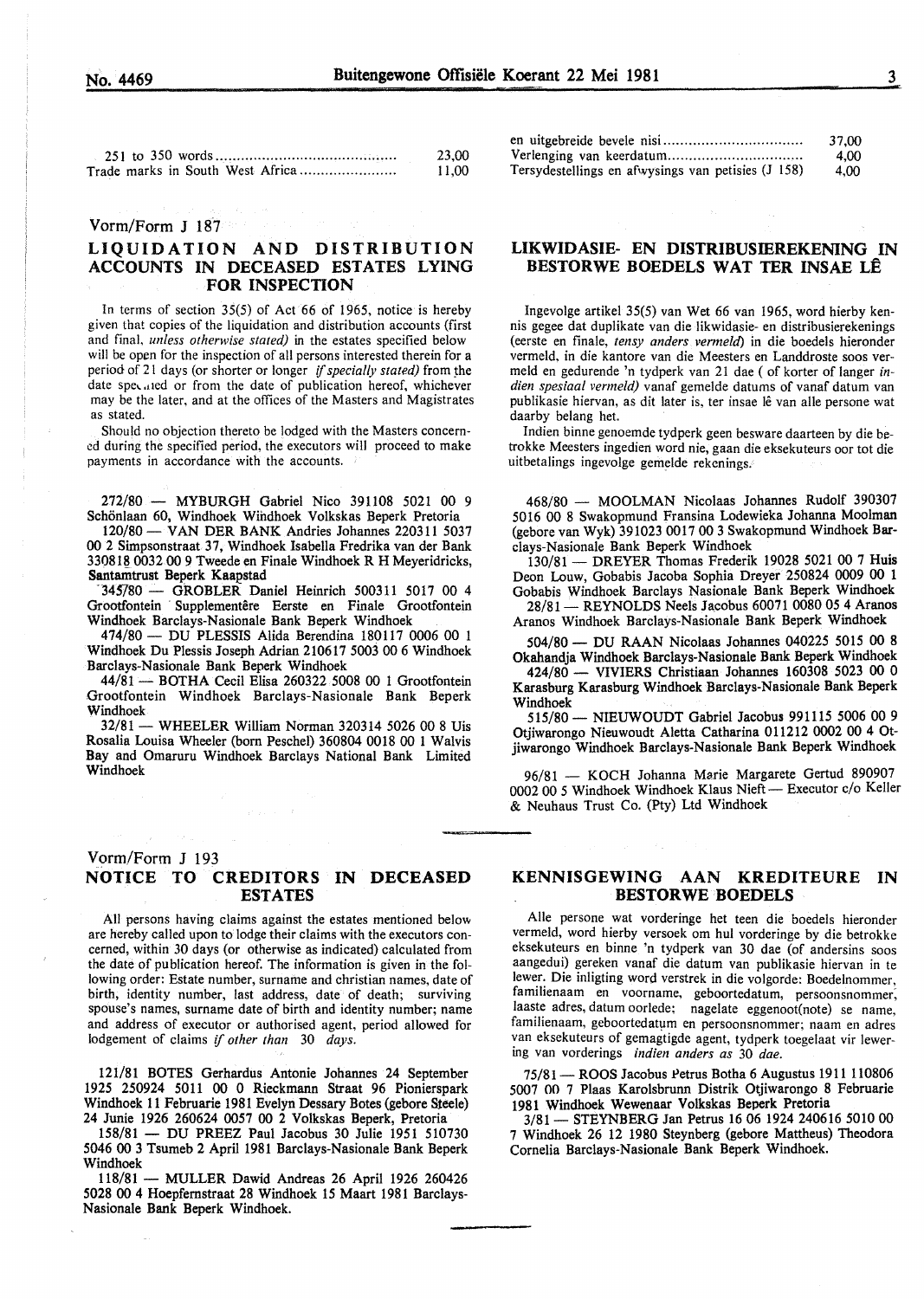| | |
|---|---|
| 251 to 350 words | 23,00 |
| Trade marks in South West Africa | 11,00 |
| en uitgebreide bevele nisi | 37,00 |
| Verlenging van keerdatum | 4,00 |
| Tersydestellings en afwysings van petisies (J 158) | 4,00 |

Vorm/Form J 187

## LIQUIDATION AND DISTRIBUTION ACCOUNTS IN DECEASED ESTATES LYING FOR INSPECTION

In terms of section 35(5) of Act 66 of 1965, notice is hereby given that copies of the liquidation and distribution accounts (first and final, *unless otherwise stated)* in the estates specified below will be open for the inspection of all persons interested therein for a period of 21 days (or shorter or longer *if specially stated)* from the date specified or from the date of publication hereof, whichever may be the later, and at the offices of the Masters and Magistrates as stated.

Should no objection thereto be lodged with the Masters concerned during the specified period, the executors will proceed to make payments in accordance with the accounts.

272/80 — MYBURGH Gabriel Nico 391108 5021 00 9 Schönlaan 60, Windhoek Windhoek Volkskas Beperk Pretoria

120/80 — VAN DER BANK Andries Johannes 220311 5037 00 2 Simpsonstraat 37, Windhoek Isabella Fredrika van der Bank 330818 0032 00 9 Tweede en Finale Windhoek R H Meyeridricks, Santamtrust Beperk Kaapstad

345/80 — GROBLER Daniel Heinrich 500311 5017 00 4 Grootfontein Supplementêre Eerste en Finale Grootfontein Windhoek Barclays-Nasionale Bank Beperk Windhoek

474/80 — DU PLESSIS Alida Berendina 180117 0006 00 1 Windhoek Du Plessis Joseph Adrian 210617 5003 00 6 Windhoek Barclays-Nasionale Bank Beperk Windhoek

44/81 — BOTHA Cecil Elisa 260322 5008 00 1 Grootfontein Grootfontein Windhoek Barclays-Nasionale Bank Beperk Windhoek

32/81 — WHEELER William Norman 320314 5026 00 8 Uis Rosalia Louisa Wheeler (born Peschel) 360804 0018 00 1 Walvis Bay and Omaruru Windhoek Barclays National Bank Limited Windhoek

## LIKWIDASIE- EN DISTRIBUSIEREKENING IN BESTORWE BOEDELS WAT TER INSAE LÊ

Ingevolge artikel 35(5) van Wet 66 van 1965, word hierby kennis gegee dat duplikate van die likwidasie- en distribusierekenings (eerste en finale, *tensy anders vermeld)* in die boedels hieronder vermeld, in die kantore van die Meesters en Landdroste soos vermeld en gedurende 'n tydperk van 21 dae ( of korter of langer *indien spesiaal vermeld)* vanaf gemelde datums of vanaf datum van publikasie hiervan, as dit later is, ter insae lê van alle persone wat daarby belang het.

Indien binne genoemde tydperk geen besware daarteen by die betrokke Meesters ingedien word nie, gaan die eksekuteurs oor tot die uitbetalings ingevolge gemelde rekenings.

468/80 — MOOLMAN Nicolaas Johannes Rudolf 390307 5016 00 8 Swakopmund Fransina Lodewieka Johanna Moolman (gebore van Wyk) 391023 0017 00 3 Swakopmund Windhoek Barclays-Nasionale Bank Beperk Windhoek

130/81 — DREYER Thomas Frederik 19028 5021 00 7 Huis Deon Louw, Gobabis Jacoba Sophia Dreyer 250824 0009 00 1 Gobabis Windhoek Barclays Nasionale Bank Beperk Windhoek

28/81 — REYNOLDS Neels Jacobus 60071 0080 05 4 Aranos Aranos Windhoek Barclays-Nasionale Bank Beperk Windhoek

504/80 — DU RAAN Nicolaas Johannes 040225 5015 00 8 Okahandja Windhoek Barclays-Nasionale Bank Beperk Windhoek

424/80 — VIVIERS Christiaan Johannes 160308 5023 00 0 Karasburg Karasburg Windhoek Barclays-Nasionale Bank Beperk Windhoek

515/80 — NIEUWOUDT Gabriel Jacobus 991115 5006 00 9 Otjiwarongo Nieuwoudt Aletta Catharina 011212 0002 00 4 Otjiwarongo Windhoek Barclays-Nasionale Bank Beperk Windhoek

96/81 — KOCH Johanna Marie Margarete Gertud 890907 0002 00 5 Windhoek Windhoek Klaus Nieft — Executor c/o Keller & Neuhaus Trust Co. (Pty) Ltd Windhoek

Vorm/Form J 193

## NOTICE TO CREDITORS IN DECEASED ESTATES

All persons having claims against the estates mentioned below are hereby called upon to lodge their claims with the executors concerned, within 30 days (or otherwise as indicated) calculated from the date of publication hereof. The information is given in the following order: Estate number, surname and christian names, date of birth, identity number, last address, date of death; surviving spouse's names, surname date of birth and identity number; name and address of executor or authorised agent, period allowed for lodgement of claims *if other than* 30 *days.*

121/81 BOTES Gerhardus Antonie Johannes 24 September 1925 250924 5011 00 0 Rieckmann Straat 96 Pionierspark Windhoek 11 Februarie 1981 Evelyn Dessary Botes (gebore Steele) 24 Junie 1926 260624 0057 00 2 Volkskas Beperk, Pretoria

158/81 — DU PREEZ Paul Jacobus 30 Julie 1951 510730 5046 00 3 Tsumeb 2 April 1981 Barclays-Nasionale Bank Beperk Windhoek

118/81 — MULLER Dawid Andreas 26 April 1926 260426 5028 00 4 Hoepfernstraat 28 Windhoek 15 Maart 1981 Barclays-Nasionale Bank Beperk Windhoek.

## KENNISGEWING AAN KREDITEURE IN BESTORWE BOEDELS

Alle persone wat vorderinge het teen die boedels hieronder vermeld, word hierby versoek om hul vorderinge by die betrokke eksekuteurs en binne 'n tydperk van 30 dae (of andersins soos aangedui) gereken vanaf die datum van publikasie hiervan in te lewer. Die inligting word verstrek in die volgorde: Boedelnommer, familienaam en voorname, geboortedatum, persoonsnommer, laaste adres, datum oorlede; nagelate eggenoot(note) se name, familienaam, geboortedatum en persoonsnommer; naam en adres van eksekuteurs of gemagtigde agent, tydperk toegelaat vir lewering van vorderings *indien anders as* 30 *dae.*

75/81 — ROOS Jacobus Petrus Botha 6 Augustus 1911 110806 5007 00 7 Plaas Karolsbrunn Distrik Otjiwarongo 8 Februarie 1981 Windhoek Wewenaar Volkskas Beperk Pretoria

3/81 — STEYNBERG Jan Petrus 16 06 1924 240616 5010 00 7 Windhoek 26 12 1980 Steynberg (gebore Mattheus) Theodora Cornelia Barclays-Nasionale Bank Beperk Windhoek.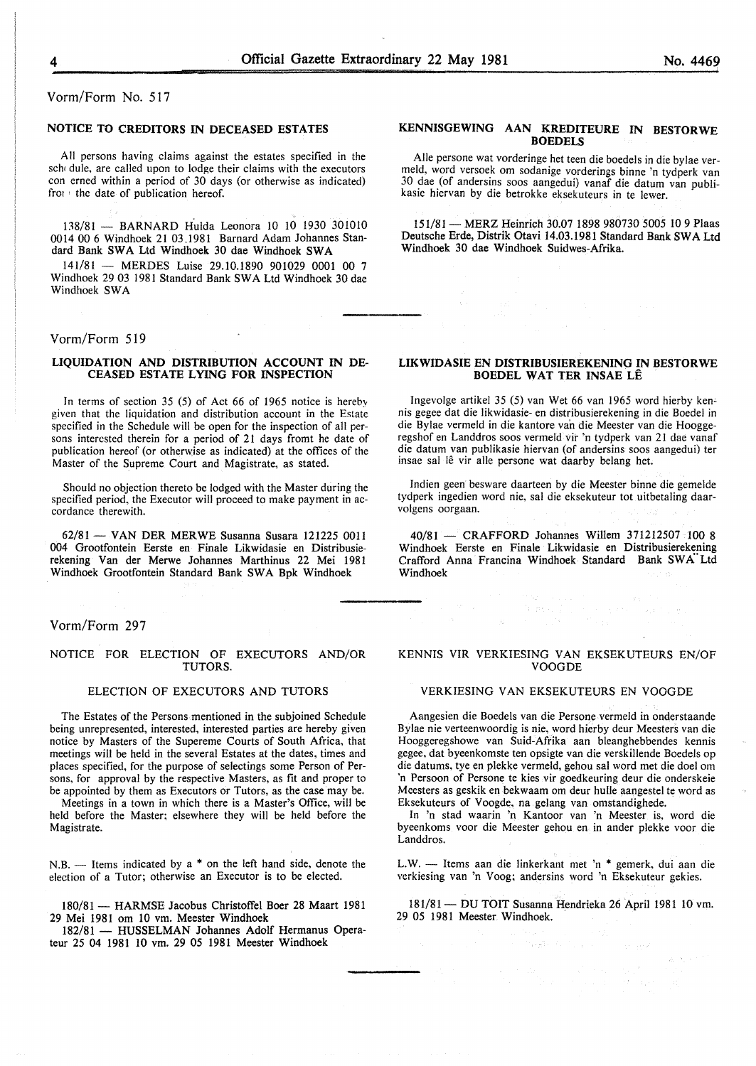Vorm/Form No. 517

## NOTICE TO CREDITORS IN DECEASED ESTATES

All persons having claims against the estates specified in the schedule, are called upon to lodge their claims with the executors concerned within a period of 30 days (or otherwise as indicated) from the date of publication hereof.

138/81 — BARNARD Hulda Leonora 10 10 1930 301010 0014 00 6 Windhoek 21 03.1981 Barnard Adam Johannes Standard Bank SWA Ltd Windhoek 30 dae Windhoek SWA

141/81 — MERDES Luise 29.10.1890 901029 0001 00 7 Windhoek 29 03 1981 Standard Bank SWA Ltd Windhoek 30 dae Windhoek SWA

## KENNISGEWING AAN KREDITEURE IN BESTORWE BOEDELS

Alle persone wat vorderinge het teen die boedels in die bylae vermeld, word versoek om sodanige vorderings binne 'n tydperk van 30 dae (of andersins soos aangedui) vanaf die datum van publikasie hiervan by die betrokke eksekuteurs in te lewer.

151/81 — MERZ Heinrich 30.07 1898 980730 5005 10 9 Plaas Deutsche Erde, Distrik Otavi 14.03.1981 Standard Bank SWA Ltd Windhoek 30 dae Windhoek Suidwes-Afrika.

Vorm/Form 519

## LIQUIDATION AND DISTRIBUTION ACCOUNT IN DECEASED ESTATE LYING FOR INSPECTION

In terms of section 35 (5) of Act 66 of 1965 notice is hereby given that the liquidation and distribution account in the Estate specified in the Schedule will be open for the inspection of all persons interested therein for a period of 21 days fromt he date of publication hereof (or otherwise as indicated) at the offices of the Master of the Supreme Court and Magistrate, as stated.

Should no objection thereto be lodged with the Master during the specified period, the Executor will proceed to make payment in accordance therewith.

62/81 — VAN DER MERWE Susanna Susara 121225 0011 004 Grootfontein Eerste en Finale Likwidasie en Distribusierekening Van der Merwe Johannes Marthinus 22 Mei 1981 Windhoek Grootfontein Standard Bank SWA Bpk Windhoek

## LIKWIDASIE EN DISTRIBUSIEREKENING IN BESTORWE BOEDEL WAT TER INSAE LÊ

Ingevolge artikel 35 (5) van Wet 66 van 1965 word hierby kennis gegee dat die likwidasie- en distribusierekening in die Boedel in die Bylae vermeld in die kantore van die Meester van die Hooggeregshof en Landdros soos vermeld vir 'n tydperk van 21 dae vanaf die datum van publikasie hiervan (of andersins soos aangedui) ter insae sal lê vir alle persone wat daarby belang het.

Indien geen besware daarteen by die Meester binne die gemelde tydperk ingedien word nie, sal die eksekuteur tot uitbetaling daarvolgens oorgaan.

40/81 — CRAFFORD Johannes Willem 371212507 100 8 Windhoek Eerste en Finale Likwidasie en Distribusierekening Crafford Anna Francina Windhoek Standard Bank SWA Ltd Windhoek

Vorm/Form 297

## NOTICE FOR ELECTION OF EXECUTORS AND/OR TUTORS.

### ELECTION OF EXECUTORS AND TUTORS

The Estates of the Persons mentioned in the subjoined Schedule being unrepresented, interested, interested parties are hereby given notice by Masters of the Supereme Courts of South Africa, that meetings will be held in the several Estates at the dates, times and places specified, for the purpose of selectings some Person of Persons, for approval by the respective Masters, as fit and proper to be appointed by them as Executors or Tutors, as the case may be.

Meetings in a town in which there is a Master's Office, will be held before the Master; elsewhere they will be held before the Magistrate.

N.B. — Items indicated by a * on the left hand side, denote the election of a Tutor; otherwise an Executor is to be elected.

180/81 — HARMSE Jacobus Christoffel Boer 28 Maart 1981 29 Mei 1981 om 10 vm. Meester Windhoek

182/81 — HUSSELMAN Johannes Adolf Hermanus Operateur 25 04 1981 10 vm. 29 05 1981 Meester Windhoek

## KENNIS VIR VERKIESING VAN EKSEKUTEURS EN/OF VOOGDE

### VERKIESING VAN EKSEKUTEURS EN VOOGDE

Aangesien die Boedels van die Persone vermeld in onderstaande Bylae nie verteenwoordig is nie, word hierby deur Meesters van die Hooggeregshowe van Suid-Afrika aan bleanghebbendes kennis gegee, dat byeenkomste ten opsigte van die verskillende Boedels op die datums, tye en plekke vermeld, gehou sal word met die doel om 'n Persoon of Persone te kies vir goedkeuring deur die onderskeie Meesters as geskik en bekwaam om deur hulle aangestel te word as Eksekuteurs of Voogde, na gelang van omstandighede.

In 'n stad waarin 'n Kantoor van 'n Meester is, word die byeenkoms voor die Meester gehou en in ander plekke voor die Landdros.

L.W. — Items aan die linkerkant met 'n * gemerk, dui aan die verkiesing van 'n Voog; andersins word 'n Eksekuteur gekies.

181/81 — DU TOIT Susanna Hendrieka 26 April 1981 10 vm. 29 05 1981 Meester Windhoek.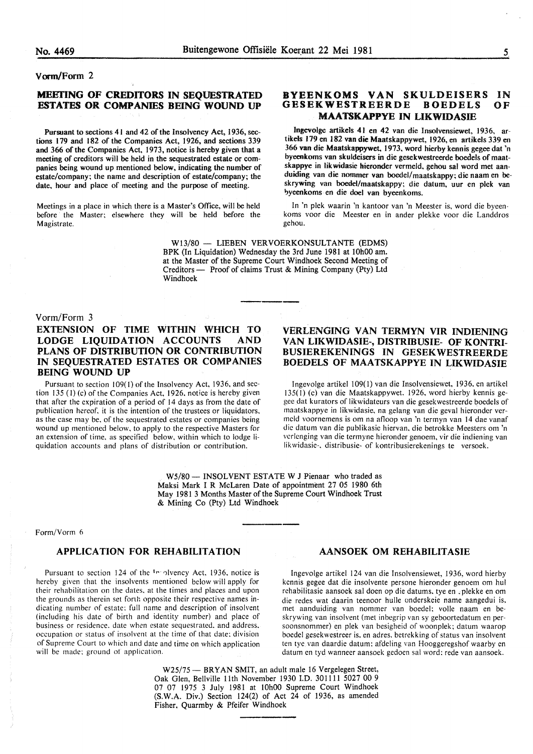Vorm/Form 2

## MEETING OF CREDITORS IN SEQUESTRATED ESTATES OR COMPANIES BEING WOUND UP

Pursuant to sections 41 and 42 of the Insolvency Act, 1936, sections 179 and 182 of the Companies Act, 1926, and sections 339 and 366 of the Companies Act, 1973, notice is hereby given that a meeting of creditors will be held in the sequestrated estate or companies being wound up mentioned below, indicating the number of estate/company; the name and description of estate/company; the date, hour and place of meeting and the purpose of meeting.

Meetings in a place in which there is a Master's Office, will be held before the Master; elsewhere they will be held before the Magistrate.

## BYEENKOMS VAN SKULDEISERS IN GESEKWESTREERDE BOEDELS OF MAATSKAPPYE IN LIKWIDASIE

Ingevolge artikels 41 en 42 van die Insolvensiewet, 1936, artikels 179 en 182 van die Maatskappywet, 1926, en artikels 339 en 366 van die Maatskappywet, 1973, word hierby kennis gegee dat 'n byeenkoms van skuldeisers in die gesekwestreerde boedels of maatskappye in likwidasie hieronder vermeld, gehou sal word met aanduiding van die nommer van boedel/maatskappy; die naam en beskrywing van boedel/maatskappy; die datum, uur en plek van byeenkoms en die doel van byeenkoms.

In 'n plek waarin 'n kantoor van 'n Meester is, word die byeenkoms voor die Meester en in ander plekke voor die Landdros gehou.

W13/80 — LIEBEN VERVOERKONSULTANTE (EDMS) BPK (In Liquidation) Wednesday the 3rd June 1981 at 10h00 am. at the Master of the Supreme Court Windhoek Second Meeting of Creditors — Proof of claims Trust & Mining Company (Pty) Ltd Windhoek

Vorm/Form 3

## EXTENSION OF TIME WITHIN WHICH TO LODGE LIQUIDATION ACCOUNTS AND PLANS OF DISTRIBUTION OR CONTRIBUTION IN SEQUESTRATED ESTATES OR COMPANIES BEING WOUND UP

Pursuant to section 109(1) of the Insolvency Act, 1936, and section 135 (1) (c) of the Companies Act, 1926, notice is hereby given that after the expiration of a period of 14 days as from the date of publication hereof, it is the intention of the trustees or liquidators, as the case may be, of the sequestrated estates or companies being wound up mentioned below, to apply to the respective Masters for an extension of time, as specified below, within which to lodge liquidation accounts and plans of distribution or contribution.

## VERLENGING VAN TERMYN VIR INDIENING VAN LIKWIDASIE-, DISTRIBUSIE- OF KONTRIBUSIEREKENINGS IN GESEKWESTREERDE BOEDELS OF MAATSKAPPYE IN LIKWIDASIE

Ingevolge artikel 109(1) van die Insolvensiewet, 1936, en artikel 135(1) (c) van die Maatskappywet, 1926, word hierby kennis gegee dat kurators of likwidateurs van die gesekwestreerde boedels of maatskappye in likwidasie, na gelang van die geval hieronder vermeld voornemens is om na afloop van 'n termyn van 14 dae vanaf die datum van die publikasie hiervan, die betrokke Meesters om 'n verlenging van die termyne hieronder genoem, vir die indiening van likwidasie-, distribusie- of kontribusierekenings te versoek.

W5/80 — INSOLVENT ESTATE W J Pienaar who traded as Maksi Mark I R McLaren Date of appointment 27 05 1980 6th May 1981 3 Months Master of the Supreme Court Windhoek Trust & Mining Co (Pty) Ltd Windhoek

Form/Vorm 6

## APPLICATION FOR REHABILITATION

Pursuant to section 124 of the Insolvency Act, 1936, notice is hereby given that the insolvents mentioned below will apply for their rehabilitation on the dates, at the times and places and upon the grounds as therein set forth opposite their respective names indicating number of estate; full name and description of insolvent (including his date of birth and identity number) and place of business or residence, date when estate sequestrated, and address, occupation or status of insolvent at the time of that date; division of Supreme Court to which and date and time on which application will be made; ground of application.

## AANSOEK OM REHABILITASIE

Ingevolge artikel 124 van die Insolvensiewet, 1936, word hierby kennis gegee dat die insolvente persone hieronder genoem om hul rehabilitasie aansoek sal doen op die datums, tye en plekke en om die redes wat daarin teenoor hulle onderskeie name aangedui is, met aanduiding van nommer van boedel; volle naam en beskrywing van insolvent (met inbegrip van sy geboortedatum en persoonsnommer) en plek van besigheid of woonplek; datum waarop boedel gesekwestreer is, en adres, betrekking of status van insolvent ten tye van daardie datum; afdeling van Hooggeregshof waarby en datum en tyd wanneer aansoek gedoen sal word; rede van aansoek.

W25/75 — BRYAN SMIT, an adult male 16 Vergelegen Street, Oak Glen, Bellville 11th November 1930 I.D. 301111 5027 00 9 07 07 1975 3 July 1981 at 10h00 Supreme Court Windhoek (S.W.A. Div.) Section 124(2) of Act 24 of 1936, as amended Fisher, Quarmby & Pfeifer Windhoek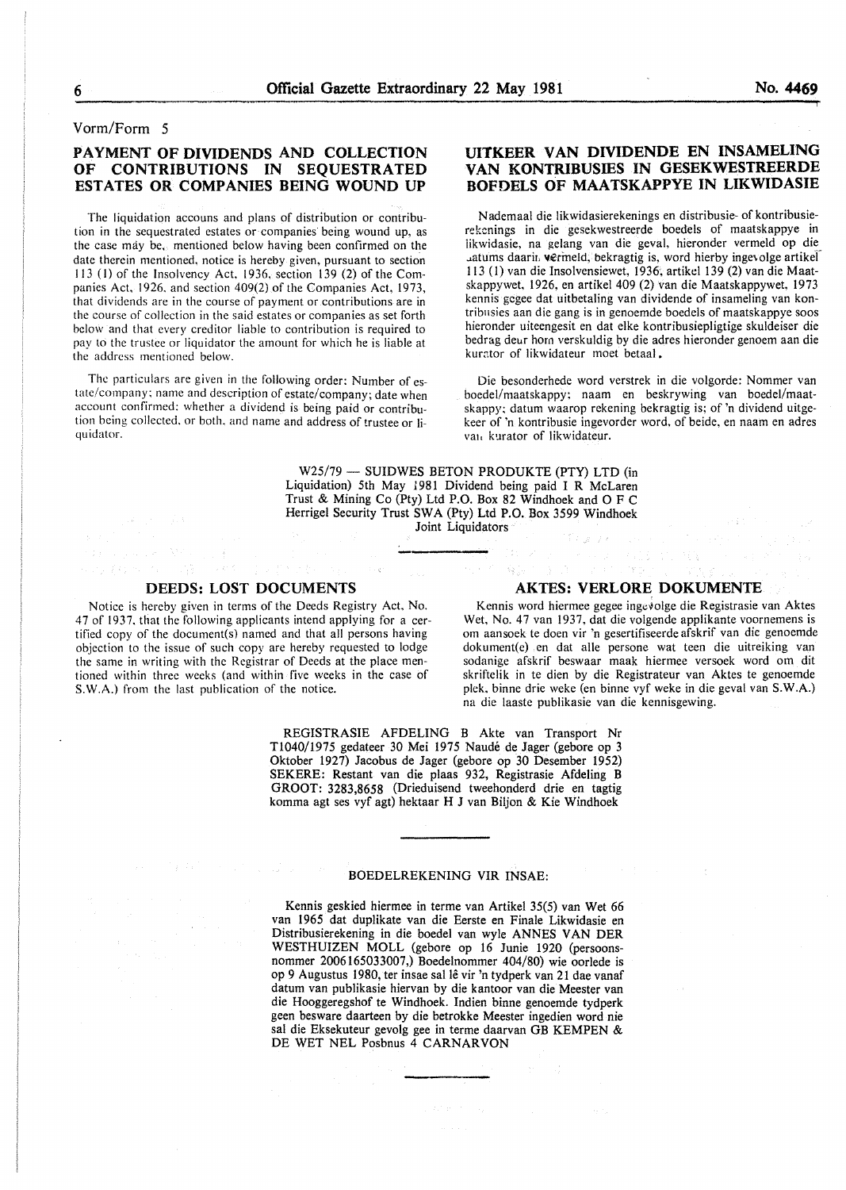Vorm/Form 5

## PAYMENT OF DIVIDENDS AND COLLECTION OF CONTRIBUTIONS IN SEQUESTRATED ESTATES OR COMPANIES BEING WOUND UP

The liquidation accouns and plans of distribution or contribution in the sequestrated estates or companies being wound up, as the case may be, mentioned below having been confirmed on the date therein mentioned, notice is hereby given, pursuant to section 113 (1) of the Insolvency Act, 1936, section 139 (2) of the Companies Act, 1926, and section 409(2) of the Companies Act, 1973, that dividends are in the course of payment or contributions are in the course of collection in the said estates or companies as set forth below and that every creditor liable to contribution is required to pay to the trustee or liquidator the amount for which he is liable at the address mentioned below.

The particulars are given in the following order: Number of estate/company; name and description of estate/company; date when account confirmed; whether a dividend is being paid or contribution being collected, or both, and name and address of trustee or liquidator.

## UITKEER VAN DIVIDENDE EN INSAMELING VAN KONTRIBUSIES IN GESEKWESTREERDE BOEDELS OF MAATSKAPPYE IN LIKWIDASIE

Nademaal die likwidasierekenings en distribusie- of kontribusierekenings in die gesekwestreerde boedels of maatskappye in likwidasie, na gelang van die geval, hieronder vermeld op die datums daarin vermeld, bekragtig is, word hierby ingevolge artikel 113 (1) van die Insolvensiewet, 1936, artikel 139 (2) van die Maatskappywet, 1926, en artikel 409 (2) van die Maatskappywet, 1973 kennis gegee dat uitbetaling van dividende of insameling van kontribusies aan die gang is in genoemde boedels of maatskappye soos hieronder uiteengesit en dat elke kontribusiepligtige skuldeiser die bedrag deur hom verskuldig by die adres hieronder genoem aan die kurator of likwidateur moet betaal.

Die besonderhede word verstrek in die volgorde: Nommer van boedel/maatskappy; naam en beskrywing van boedel/maatskappy; datum waarop rekening bekragtig is; of 'n dividend uitgekeer of 'n kontribusie ingevorder word, of beide, en naam en adres van kurator of likwidateur.

W25/79 — SUIDWES BETON PRODUKTE (PTY) LTD (in Liquidation) 5th May 1981 Dividend being paid I R McLaren Trust & Mining Co (Pty) Ltd P.O. Box 82 Windhoek and O F C Herrigel Security Trust SWA (Pty) Ltd P.O. Box 3599 Windhoek Joint Liquidators

---

## DEEDS: LOST DOCUMENTS

Notice is hereby given in terms of the Deeds Registry Act, No. 47 of 1937, that the following applicants intend applying for a certified copy of the document(s) named and that all persons having objection to the issue of such copy are hereby requested to lodge the same in writing with the Registrar of Deeds at the place mentioned within three weeks (and within five weeks in the case of S.W.A.) from the last publication of the notice.

## AKTES: VERLORE DOKUMENTE

Kennis word hiermee gegee ingevolge die Registrasie van Aktes Wet, No. 47 van 1937, dat die volgende applikante voornemens is om aansoek te doen vir 'n gesertifiseerde afskrif van die genoemde dokument(e) en dat alle persone wat teen die uitreiking van sodanige afskrif beswaar maak hiermee versoek word om dit skriftelik in te dien by die Registrateur van Aktes te genoemde plek, binne drie weke (en binne vyf weke in die geval van S.W.A.) na die laaste publikasie van die kennisgewing.

REGISTRASIE AFDELING B Akte van Transport Nr T1040/1975 gedateer 30 Mei 1975 Naudé de Jager (gebore op 3 Oktober 1927) Jacobus de Jager (gebore op 30 Desember 1952) SEKERE: Restant van die plaas 932, Registrasie Afdeling B GROOT: 3283,8658 (Drieduisend tweehonderd drie en tagtig komma agt ses vyf agt) hektaar H J van Biljon & Kie Windhoek

---

BOEDELREKENING VIR INSAE:

Kennis geskied hiermee in terme van Artikel 35(5) van Wet 66 van 1965 dat duplikate van die Eerste en Finale Likwidasie en Distribusierekening in die boedel van wyle ANNES VAN DER WESTHUIZEN MOLL (gebore op 16 Junie 1920 (persoonsnommer 2006165033007,) Boedelnommer 404/80) wie oorlede is op 9 Augustus 1980, ter insae sal lê vir 'n tydperk van 21 dae vanaf datum van publikasie hiervan by die kantoor van die Meester van die Hooggeregshof te Windhoek. Indien binne genoemde tydperk geen besware daarteen by die betrokke Meester ingedien word nie sal die Eksekuteur gevolg gee in terme daarvan GB KEMPEN & DE WET NEL Posbnus 4 CARNARVON